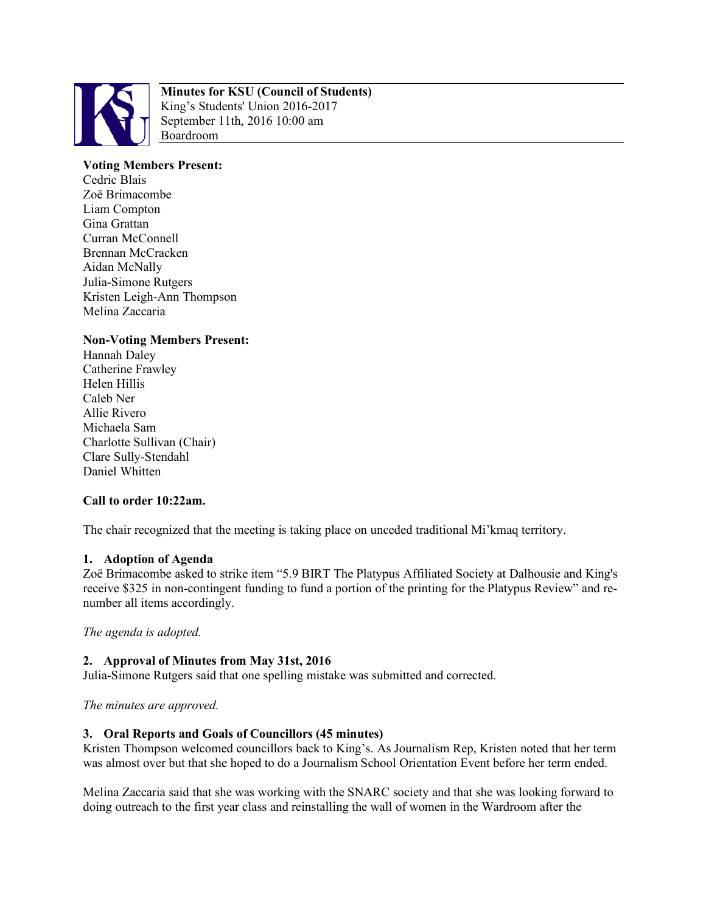**Minutes for KSU (Council of Students)**
King's Students' Union 2016-2017
September 11th, 2016 10:00 am
Boardroom

**Voting Members Present:**
Cedric Blais
Zoë Brimacombe
Liam Compton
Gina Grattan
Curran McConnell
Brennan McCracken
Aidan McNally
Julia-Simone Rutgers
Kristen Leigh-Ann Thompson
Melina Zaccaria

**Non-Voting Members Present:**
Hannah Daley
Catherine Frawley
Helen Hillis
Caleb Ner
Allie Rivero
Michaela Sam
Charlotte Sullivan (Chair)
Clare Sully-Stendahl
Daniel Whitten

**Call to order 10:22am.**

The chair recognized that the meeting is taking place on unceded traditional Mi'kmaq territory.

### 1. Adoption of Agenda

Zoë Brimacombe asked to strike item "5.9 BIRT The Platypus Affiliated Society at Dalhousie and King's receive $325 in non-contingent funding to fund a portion of the printing for the Platypus Review" and re-number all items accordingly.

*The agenda is adopted.*

### 2. Approval of Minutes from May 31st, 2016

Julia-Simone Rutgers said that one spelling mistake was submitted and corrected.

*The minutes are approved.*

### 3. Oral Reports and Goals of Councillors (45 minutes)

Kristen Thompson welcomed councillors back to King's. As Journalism Rep, Kristen noted that her term was almost over but that she hoped to do a Journalism School Orientation Event before her term ended.

Melina Zaccaria said that she was working with the SNARC society and that she was looking forward to doing outreach to the first year class and reinstalling the wall of women in the Wardroom after the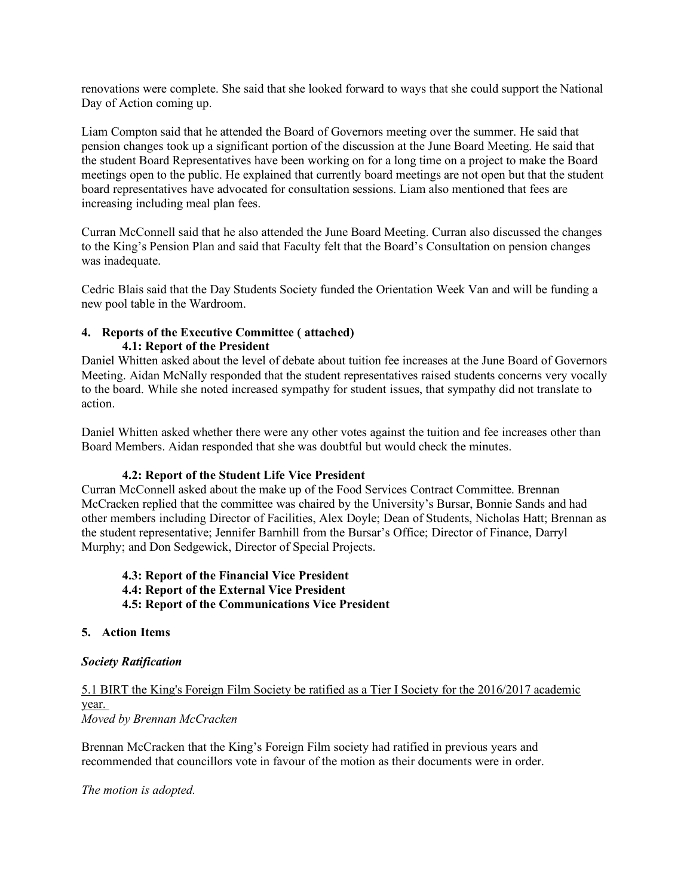renovations were complete. She said that she looked forward to ways that she could support the National Day of Action coming up.

Liam Compton said that he attended the Board of Governors meeting over the summer. He said that pension changes took up a significant portion of the discussion at the June Board Meeting. He said that the student Board Representatives have been working on for a long time on a project to make the Board meetings open to the public. He explained that currently board meetings are not open but that the student board representatives have advocated for consultation sessions. Liam also mentioned that fees are increasing including meal plan fees.

Curran McConnell said that he also attended the June Board Meeting. Curran also discussed the changes to the King's Pension Plan and said that Faculty felt that the Board's Consultation on pension changes was inadequate.

Cedric Blais said that the Day Students Society funded the Orientation Week Van and will be funding a new pool table in the Wardroom.

**4. Reports of the Executive Committee ( attached)**

**4.1: Report of the President**

Daniel Whitten asked about the level of debate about tuition fee increases at the June Board of Governors Meeting. Aidan McNally responded that the student representatives raised students concerns very vocally to the board. While she noted increased sympathy for student issues, that sympathy did not translate to action.

Daniel Whitten asked whether there were any other votes against the tuition and fee increases other than Board Members. Aidan responded that she was doubtful but would check the minutes.

**4.2: Report of the Student Life Vice President**

Curran McConnell asked about the make up of the Food Services Contract Committee. Brennan McCracken replied that the committee was chaired by the University's Bursar, Bonnie Sands and had other members including Director of Facilities, Alex Doyle; Dean of Students, Nicholas Hatt; Brennan as the student representative; Jennifer Barnhill from the Bursar's Office; Director of Finance, Darryl Murphy; and Don Sedgewick, Director of Special Projects.

**4.3: Report of the Financial Vice President**

**4.4: Report of the External Vice President**

**4.5: Report of the Communications Vice President**

**5. Action Items**

***Society Ratification***

5.1 BIRT the King's Foreign Film Society be ratified as a Tier I Society for the 2016/2017 academic year.

*Moved by Brennan McCracken*

Brennan McCracken that the King's Foreign Film society had ratified in previous years and recommended that councillors vote in favour of the motion as their documents were in order.

*The motion is adopted.*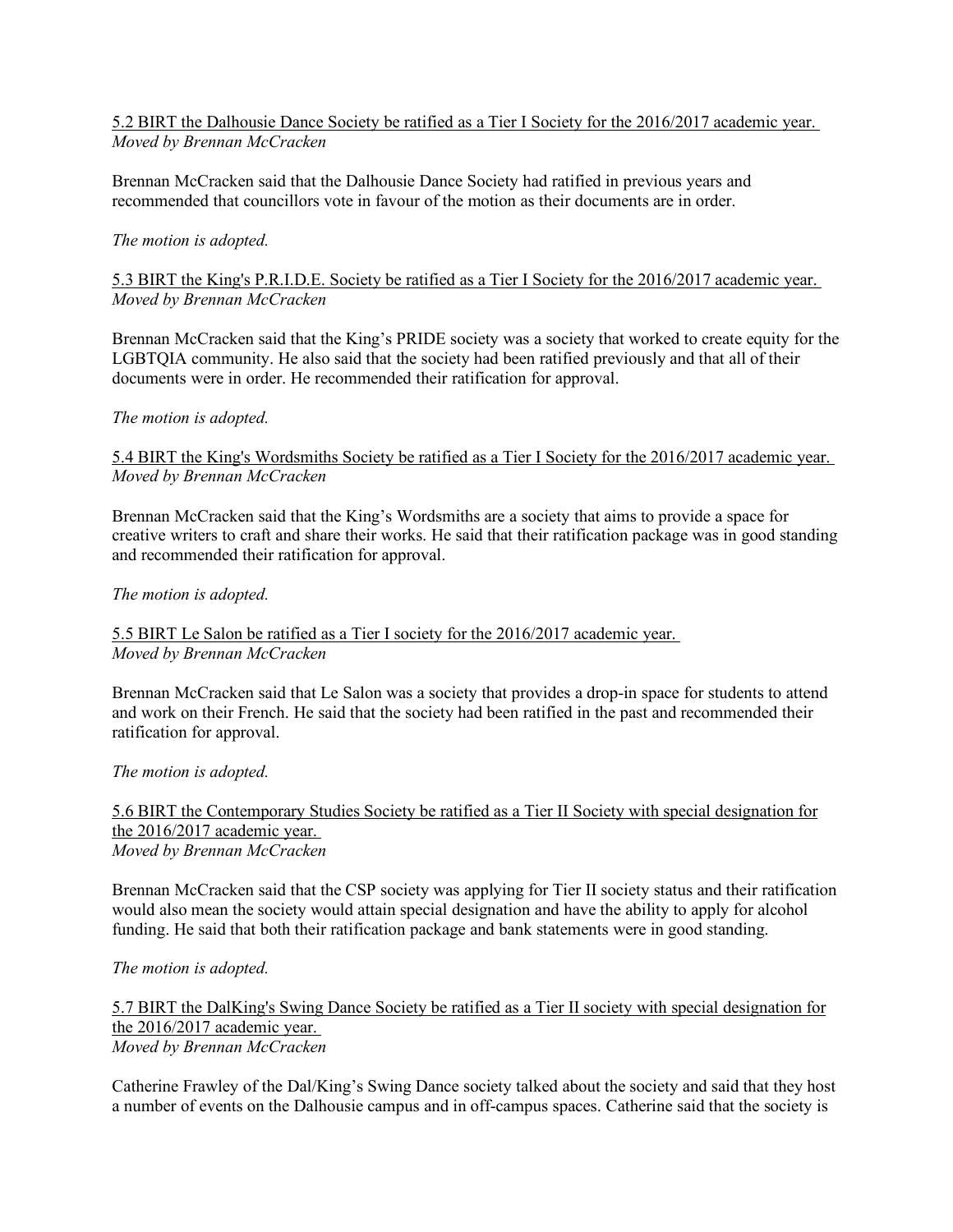<u>5.2 BIRT the Dalhousie Dance Society be ratified as a Tier I Society for the 2016/2017 academic year.</u>
*Moved by Brennan McCracken*

Brennan McCracken said that the Dalhousie Dance Society had ratified in previous years and recommended that councillors vote in favour of the motion as their documents are in order.

*The motion is adopted.*

<u>5.3 BIRT the King's P.R.I.D.E. Society be ratified as a Tier I Society for the 2016/2017 academic year.</u>
*Moved by Brennan McCracken*

Brennan McCracken said that the King's PRIDE society was a society that worked to create equity for the LGBTQIA community. He also said that the society had been ratified previously and that all of their documents were in order. He recommended their ratification for approval.

*The motion is adopted.*

<u>5.4 BIRT the King's Wordsmiths Society be ratified as a Tier I Society for the 2016/2017 academic year.</u>
*Moved by Brennan McCracken*

Brennan McCracken said that the King's Wordsmiths are a society that aims to provide a space for creative writers to craft and share their works. He said that their ratification package was in good standing and recommended their ratification for approval.

*The motion is adopted.*

<u>5.5 BIRT Le Salon be ratified as a Tier I society for the 2016/2017 academic year.</u>
*Moved by Brennan McCracken*

Brennan McCracken said that Le Salon was a society that provides a drop-in space for students to attend and work on their French. He said that the society had been ratified in the past and recommended their ratification for approval.

*The motion is adopted.*

<u>5.6 BIRT the Contemporary Studies Society be ratified as a Tier II Society with special designation for the 2016/2017 academic year.</u>
*Moved by Brennan McCracken*

Brennan McCracken said that the CSP society was applying for Tier II society status and their ratification would also mean the society would attain special designation and have the ability to apply for alcohol funding. He said that both their ratification package and bank statements were in good standing.

*The motion is adopted.*

<u>5.7 BIRT the DalKing's Swing Dance Society be ratified as a Tier II society with special designation for the 2016/2017 academic year.</u>
*Moved by Brennan McCracken*

Catherine Frawley of the Dal/King's Swing Dance society talked about the society and said that they host a number of events on the Dalhousie campus and in off-campus spaces. Catherine said that the society is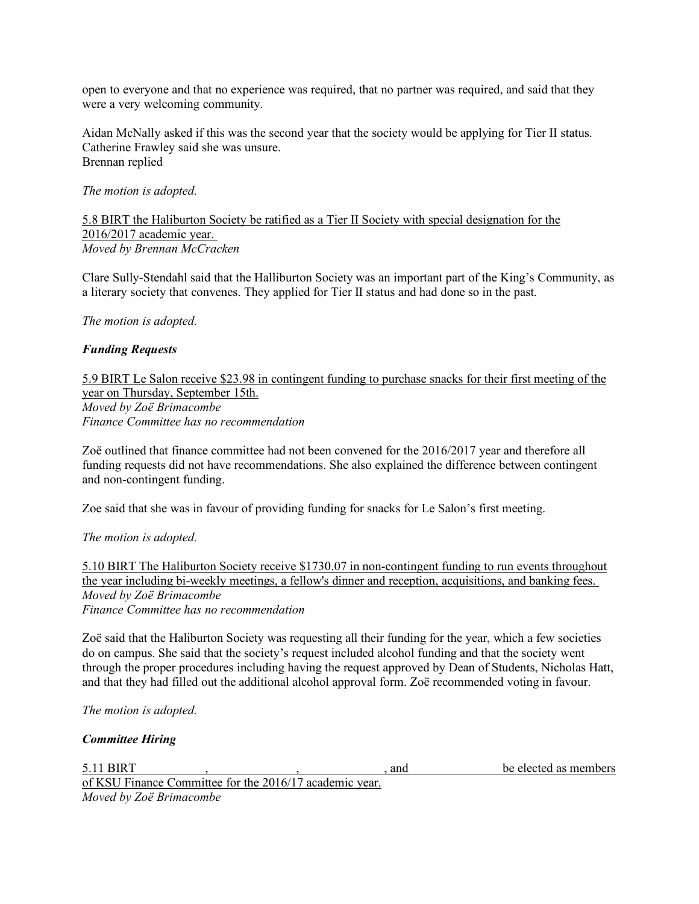open to everyone and that no experience was required, that no partner was required, and said that they were a very welcoming community.

Aidan McNally asked if this was the second year that the society would be applying for Tier II status. Catherine Frawley said she was unsure.
Brennan replied

*The motion is adopted.*

<u>5.8 BIRT the Haliburton Society be ratified as a Tier II Society with special designation for the 2016/2017 academic year.</u>
*Moved by Brennan McCracken*

Clare Sully-Stendahl said that the Halliburton Society was an important part of the King's Community, as a literary society that convenes. They applied for Tier II status and had done so in the past.

*The motion is adopted.*

***Funding Requests***

<u>5.9 BIRT Le Salon receive $23.98 in contingent funding to purchase snacks for their first meeting of the year on Thursday, September 15th.</u>
*Moved by Zoë Brimacombe*
*Finance Committee has no recommendation*

Zoë outlined that finance committee had not been convened for the 2016/2017 year and therefore all funding requests did not have recommendations. She also explained the difference between contingent and non-contingent funding.

Zoe said that she was in favour of providing funding for snacks for Le Salon's first meeting.

*The motion is adopted.*

<u>5.10 BIRT The Haliburton Society receive $1730.07 in non-contingent funding to run events throughout the year including bi-weekly meetings, a fellow's dinner and reception, acquisitions, and banking fees.</u>
*Moved by Zoë Brimacombe*
*Finance Committee has no recommendation*

Zoë said that the Haliburton Society was requesting all their funding for the year, which a few societies do on campus. She said that the society's request included alcohol funding and that the society went through the proper procedures including having the request approved by Dean of Students, Nicholas Hatt, and that they had filled out the additional alcohol approval form. Zoë recommended voting in favour.

*The motion is adopted.*

***Committee Hiring***

<u>5.11 BIRT \_\_\_\_\_\_\_\_\_\_, \_\_\_\_\_\_\_\_\_\_, \_\_\_\_\_\_\_\_\_\_, and \_\_\_\_\_\_\_\_\_\_ be elected as members of KSU Finance Committee for the 2016/17 academic year.</u>
*Moved by Zoë Brimacombe*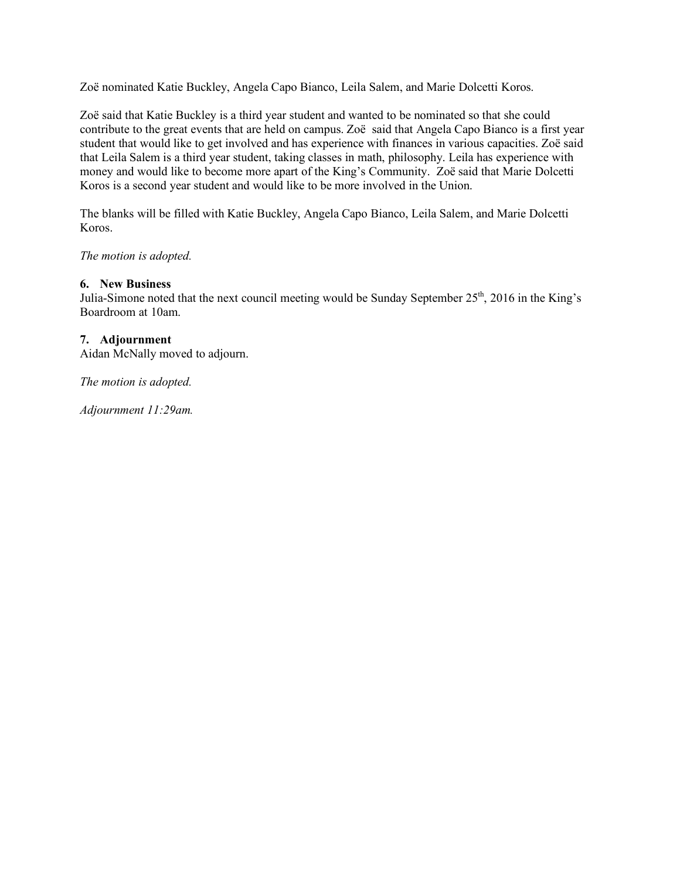Zoë nominated Katie Buckley, Angela Capo Bianco, Leila Salem, and Marie Dolcetti Koros.

Zoë said that Katie Buckley is a third year student and wanted to be nominated so that she could contribute to the great events that are held on campus. Zoë said that Angela Capo Bianco is a first year student that would like to get involved and has experience with finances in various capacities. Zoë said that Leila Salem is a third year student, taking classes in math, philosophy. Leila has experience with money and would like to become more apart of the King's Community. Zoë said that Marie Dolcetti Koros is a second year student and would like to be more involved in the Union.

The blanks will be filled with Katie Buckley, Angela Capo Bianco, Leila Salem, and Marie Dolcetti Koros.

*The motion is adopted.*

**6. New Business**

Julia-Simone noted that the next council meeting would be Sunday September 25th, 2016 in the King's Boardroom at 10am.

**7. Adjournment**

Aidan McNally moved to adjourn.

*The motion is adopted.*

*Adjournment 11:29am.*